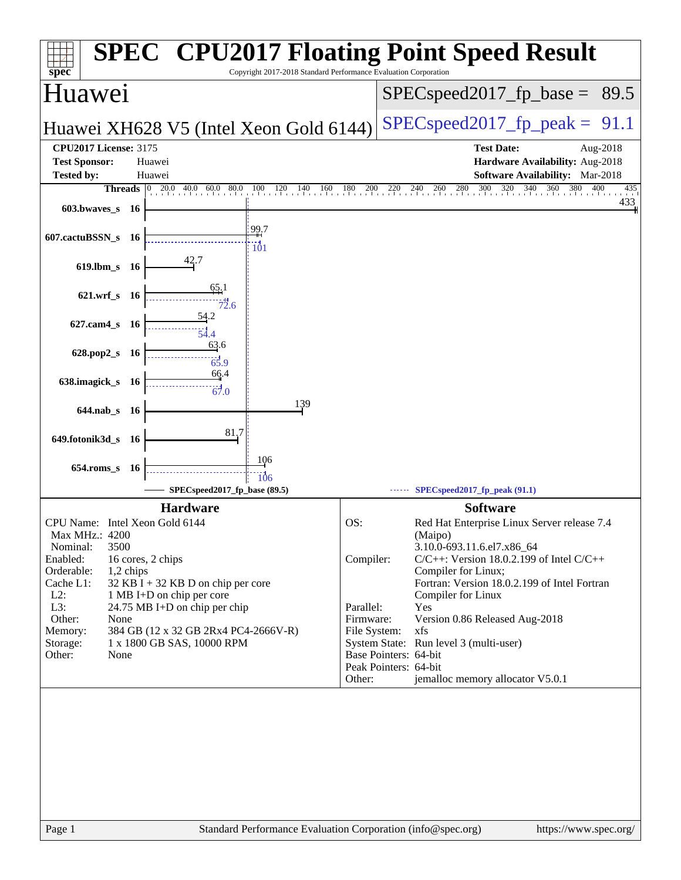# SPEC CPU2017 Floating Point Speed Result

Copyright 2017-2018 Standard Performance Evaluation Corporation

## Huawei

**Huawei XH628 V5 (Intel Xeon Gold 6144)**

SPECspeed2017_fp_base = 89.5

SPECspeed2017_fp_peak = 91.1

| | | | |
|---|---|---|---|
| **CPU2017 License:** | 3175 | **Test Date:** | Aug-2018 |
| **Test Sponsor:** | Huawei | **Hardware Availability:** | Aug-2018 |
| **Tested by:** | Huawei | **Software Availability:** | Mar-2018 |

| Benchmark | Threads | Base | Peak |
|---|---|---|---|
| 603.bwaves_s | 16 | 433 | |
| 607.cactuBSSN_s | 16 | 99.7 | 101 |
| 619.lbm_s | 16 | 42.7 | |
| 621.wrf_s | 16 | 65.1 | 72.6 |
| 627.cam4_s | 16 | 54.2 | 54.4 |
| 628.pop2_s | 16 | 63.6 | 65.9 |
| 638.imagick_s | 16 | 66.4 | 67.0 |
| 644.nab_s | 16 | 139 | |
| 649.fotonik3d_s | 16 | 81.7 | |
| 654.roms_s | 16 | 106 | 106 |

SPECspeed2017_fp_base (89.5) — SPECspeed2017_fp_peak (91.1)

### Hardware

| | |
|---|---|
| CPU Name: | Intel Xeon Gold 6144 |
| Max MHz.: | 4200 |
| Nominal: | 3500 |
| Enabled: | 16 cores, 2 chips |
| Orderable: | 1,2 chips |
| Cache L1: | 32 KB I + 32 KB D on chip per core |
| L2: | 1 MB I+D on chip per core |
| L3: | 24.75 MB I+D on chip per chip |
| Other: | None |
| Memory: | 384 GB (12 x 32 GB 2Rx4 PC4-2666V-R) |
| Storage: | 1 x 1800 GB SAS, 10000 RPM |
| Other: | None |

### Software

| | |
|---|---|
| OS: | Red Hat Enterprise Linux Server release 7.4 (Maipo) 3.10.0-693.11.6.el7.x86_64 |
| Compiler: | C/C++: Version 18.0.2.199 of Intel C/C++ Compiler for Linux; Fortran: Version 18.0.2.199 of Intel Fortran Compiler for Linux |
| Parallel: | Yes |
| Firmware: | Version 0.86 Released Aug-2018 |
| File System: | xfs |
| System State: | Run level 3 (multi-user) |
| Base Pointers: | 64-bit |
| Peak Pointers: | 64-bit |
| Other: | jemalloc memory allocator V5.0.1 |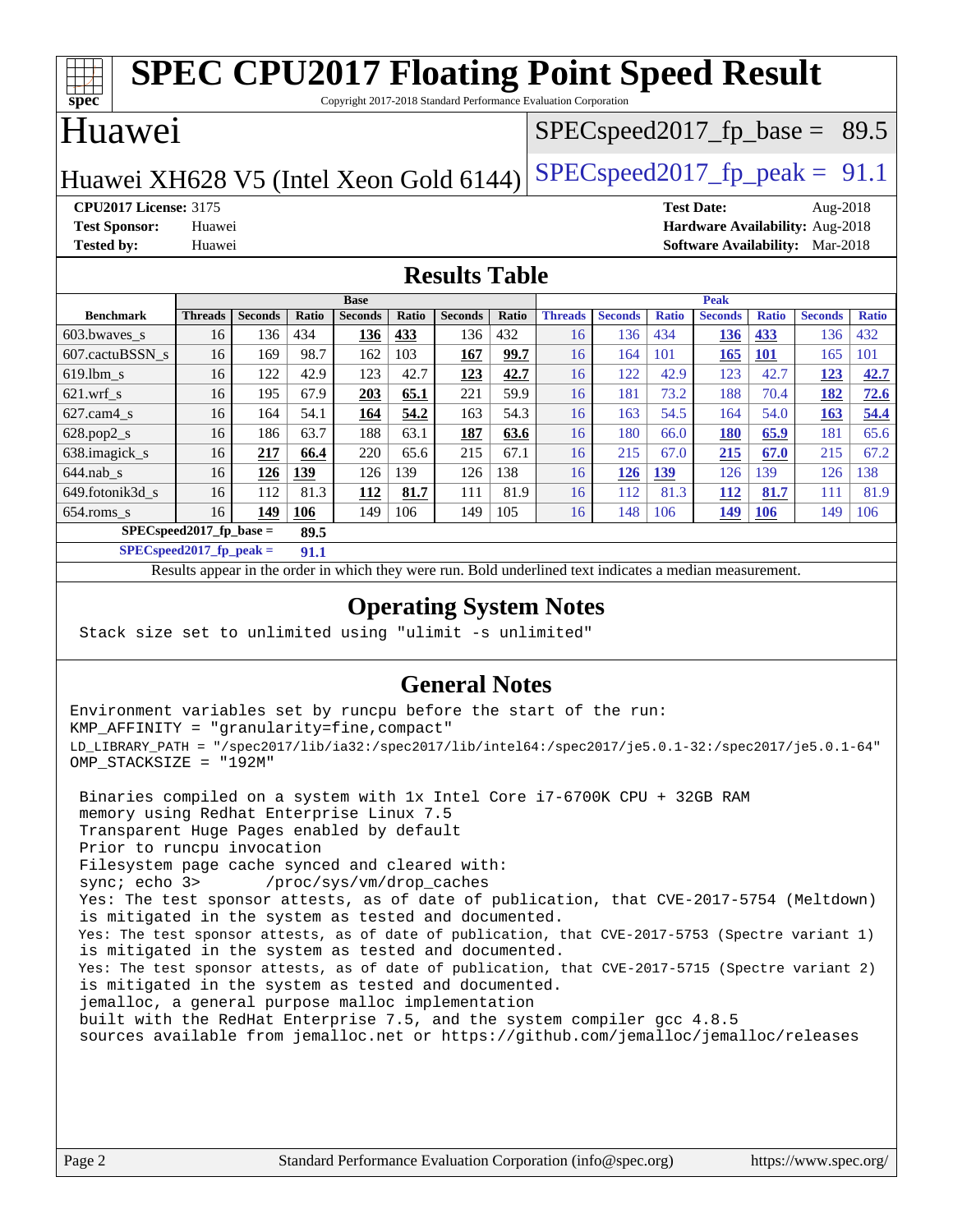# SPEC CPU2017 Floating Point Speed Result

Copyright 2017-2018 Standard Performance Evaluation Corporation

## Huawei

Huawei XH628 V5 (Intel Xeon Gold 6144)

SPECspeed2017_fp_base = 89.5

SPECspeed2017_fp_peak = 91.1

**CPU2017 License:** 3175
**Test Sponsor:** Huawei
**Tested by:** Huawei

**Test Date:** Aug-2018
**Hardware Availability:** Aug-2018
**Software Availability:** Mar-2018

## Results Table

| | Base | | | | | | | Peak | | | | | | |
|---|---|---|---|---|---|---|---|---|---|---|---|---|---|---|
| **Benchmark** | **Threads** | **Seconds** | **Ratio** | **Seconds** | **Ratio** | **Seconds** | **Ratio** | **Threads** | **Seconds** | **Ratio** | **Seconds** | **Ratio** | **Seconds** | **Ratio** |
| 603.bwaves_s | 16 | 136 | 434 | **136** | **433** | 136 | 432 | 16 | 136 | 434 | **136** | **433** | 136 | 432 |
| 607.cactuBSSN_s | 16 | 169 | 98.7 | 162 | 103 | **167** | **99.7** | 16 | 164 | 101 | **165** | **101** | 165 | 101 |
| 619.lbm_s | 16 | 122 | 42.9 | 123 | 42.7 | **123** | **42.7** | 16 | 122 | 42.9 | 123 | 42.7 | **123** | **42.7** |
| 621.wrf_s | 16 | 195 | 67.9 | **203** | **65.1** | 221 | 59.9 | 16 | 181 | 73.2 | 188 | 70.4 | **182** | **72.6** |
| 627.cam4_s | 16 | 164 | 54.1 | **164** | **54.2** | 163 | 54.3 | 16 | 163 | 54.5 | 164 | 54.0 | **163** | **54.4** |
| 628.pop2_s | 16 | 186 | 63.7 | 188 | 63.1 | **187** | **63.6** | 16 | 180 | 66.0 | **180** | **65.9** | 181 | 65.6 |
| 638.imagick_s | 16 | **217** | **66.4** | 220 | 65.6 | 215 | 67.1 | 16 | 215 | 67.0 | **215** | **67.0** | 215 | 67.2 |
| 644.nab_s | 16 | **126** | **139** | 126 | 139 | 126 | 138 | 16 | **126** | **139** | 126 | 139 | 126 | 138 |
| 649.fotonik3d_s | 16 | 112 | 81.3 | **112** | **81.7** | 111 | 81.9 | 16 | 112 | 81.3 | **112** | **81.7** | 111 | 81.9 |
| 654.roms_s | 16 | **149** | **106** | 149 | 106 | 149 | 105 | 16 | 148 | 106 | **149** | **106** | 149 | 106 |

**SPECspeed2017_fp_base = 89.5**

**SPECspeed2017_fp_peak = 91.1**

Results appear in the order in which they were run. Bold underlined text indicates a median measurement.

## Operating System Notes

```
Stack size set to unlimited using "ulimit -s unlimited"
```

## General Notes

```
Environment variables set by runcpu before the start of the run:
KMP_AFFINITY = "granularity=fine,compact"
LD_LIBRARY_PATH = "/spec2017/lib/ia32:/spec2017/lib/intel64:/spec2017/je5.0.1-32:/spec2017/je5.0.1-64"
OMP_STACKSIZE = "192M"

 Binaries compiled on a system with 1x Intel Core i7-6700K CPU + 32GB RAM
 memory using Redhat Enterprise Linux 7.5
 Transparent Huge Pages enabled by default
 Prior to runcpu invocation
 Filesystem page cache synced and cleared with:
 sync; echo 3>       /proc/sys/vm/drop_caches
 Yes: The test sponsor attests, as of date of publication, that CVE-2017-5754 (Meltdown)
 is mitigated in the system as tested and documented.
 Yes: The test sponsor attests, as of date of publication, that CVE-2017-5753 (Spectre variant 1)
 is mitigated in the system as tested and documented.
 Yes: The test sponsor attests, as of date of publication, that CVE-2017-5715 (Spectre variant 2)
 is mitigated in the system as tested and documented.
 jemalloc, a general purpose malloc implementation
 built with the RedHat Enterprise 7.5, and the system compiler gcc 4.8.5
 sources available from jemalloc.net or https://github.com/jemalloc/jemalloc/releases
```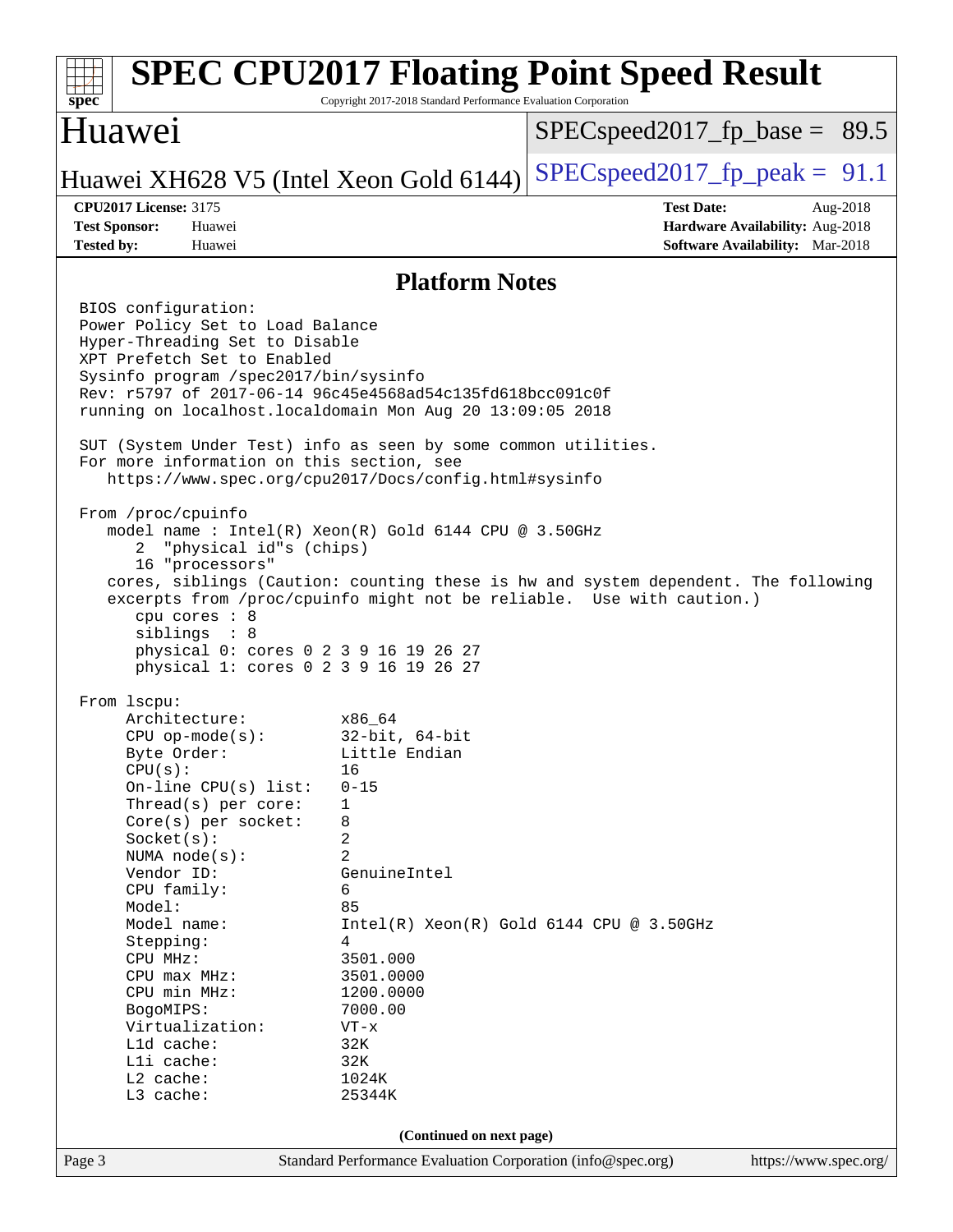## Platform Notes

```
BIOS configuration:
Power Policy Set to Load Balance
Hyper-Threading Set to Disable
XPT Prefetch Set to Enabled
Sysinfo program /spec2017/bin/sysinfo
Rev: r5797 of 2017-06-14 96c45e4568ad54c135fd618bcc091c0f
running on localhost.localdomain Mon Aug 20 13:09:05 2018

SUT (System Under Test) info as seen by some common utilities.
For more information on this section, see
   https://www.spec.org/cpu2017/Docs/config.html#sysinfo

From /proc/cpuinfo
   model name : Intel(R) Xeon(R) Gold 6144 CPU @ 3.50GHz
      2  "physical id"s (chips)
      16 "processors"
   cores, siblings (Caution: counting these is hw and system dependent. The following
   excerpts from /proc/cpuinfo might not be reliable.  Use with caution.)
      cpu cores : 8
      siblings  : 8
      physical 0: cores 0 2 3 9 16 19 26 27
      physical 1: cores 0 2 3 9 16 19 26 27

From lscpu:
     Architecture:          x86_64
     CPU op-mode(s):        32-bit, 64-bit
     Byte Order:            Little Endian
     CPU(s):                16
     On-line CPU(s) list:   0-15
     Thread(s) per core:    1
     Core(s) per socket:    8
     Socket(s):             2
     NUMA node(s):          2
     Vendor ID:             GenuineIntel
     CPU family:            6
     Model:                 85
     Model name:            Intel(R) Xeon(R) Gold 6144 CPU @ 3.50GHz
     Stepping:              4
     CPU MHz:               3501.000
     CPU max MHz:           3501.0000
     CPU min MHz:           1200.0000
     BogoMIPS:              7000.00
     Virtualization:        VT-x
     L1d cache:             32K
     L1i cache:             32K
     L2 cache:              1024K
     L3 cache:              25344K
```

**(Continued on next page)**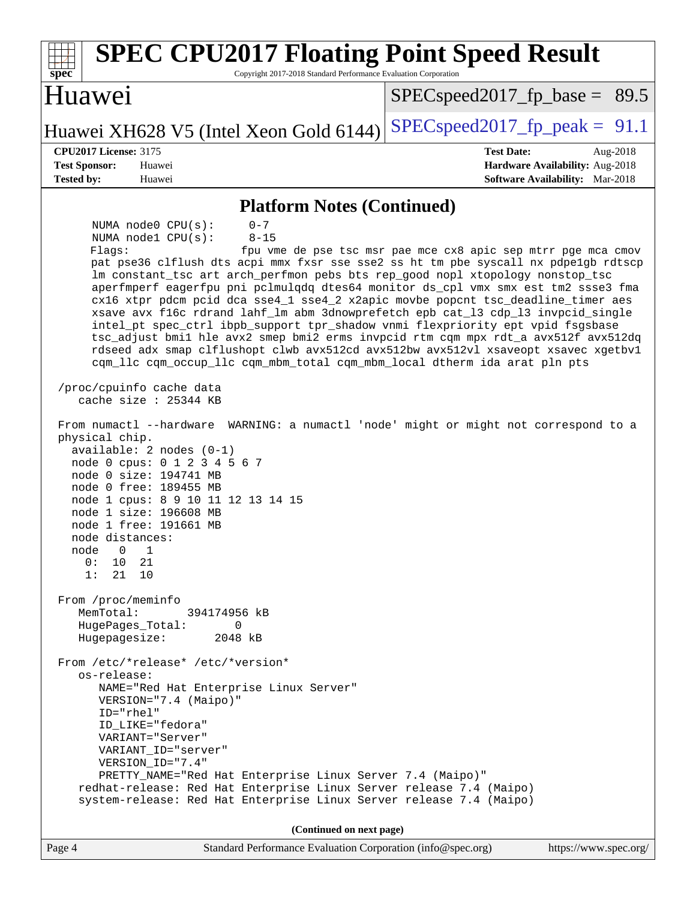## Platform Notes (Continued)

```
     NUMA node0 CPU(s):     0-7
     NUMA node1 CPU(s):     8-15
     Flags:                 fpu vme de pse tsc msr pae mce cx8 apic sep mtrr pge mca cmov
     pat pse36 clflush dts acpi mmx fxsr sse sse2 ss ht tm pbe syscall nx pdpe1gb rdtscp
     lm constant_tsc art arch_perfmon pebs bts rep_good nopl xtopology nonstop_tsc
     aperfmperf eagerfpu pni pclmulqdq dtes64 monitor ds_cpl vmx smx est tm2 ssse3 fma
     cx16 xtpr pdcm pcid dca sse4_1 sse4_2 x2apic movbe popcnt tsc_deadline_timer aes
     xsave avx f16c rdrand lahf_lm abm 3dnowprefetch epb cat_l3 cdp_l3 invpcid_single
     intel_pt spec_ctrl ibpb_support tpr_shadow vnmi flexpriority ept vpid fsgsbase
     tsc_adjust bmi1 hle avx2 smep bmi2 erms invpcid rtm cqm mpx rdt_a avx512f avx512dq
     rdseed adx smap clflushopt clwb avx512cd avx512bw avx512vl xsaveopt xsavec xgetbv1
     cqm_llc cqm_occup_llc cqm_mbm_total cqm_mbm_local dtherm ida arat pln pts

 /proc/cpuinfo cache data
    cache size : 25344 KB

 From numactl --hardware  WARNING: a numactl 'node' might or might not correspond to a
 physical chip.
   available: 2 nodes (0-1)
   node 0 cpus: 0 1 2 3 4 5 6 7
   node 0 size: 194741 MB
   node 0 free: 189455 MB
   node 1 cpus: 8 9 10 11 12 13 14 15
   node 1 size: 196608 MB
   node 1 free: 191661 MB
   node distances:
   node   0   1
     0:  10  21
     1:  21  10

 From /proc/meminfo
    MemTotal:       394174956 kB
    HugePages_Total:       0
    Hugepagesize:       2048 kB

 From /etc/*release* /etc/*version*
    os-release:
       NAME="Red Hat Enterprise Linux Server"
       VERSION="7.4 (Maipo)"
       ID="rhel"
       ID_LIKE="fedora"
       VARIANT="Server"
       VARIANT_ID="server"
       VERSION_ID="7.4"
       PRETTY_NAME="Red Hat Enterprise Linux Server 7.4 (Maipo)"
    redhat-release: Red Hat Enterprise Linux Server release 7.4 (Maipo)
    system-release: Red Hat Enterprise Linux Server release 7.4 (Maipo)
```

(Continued on next page)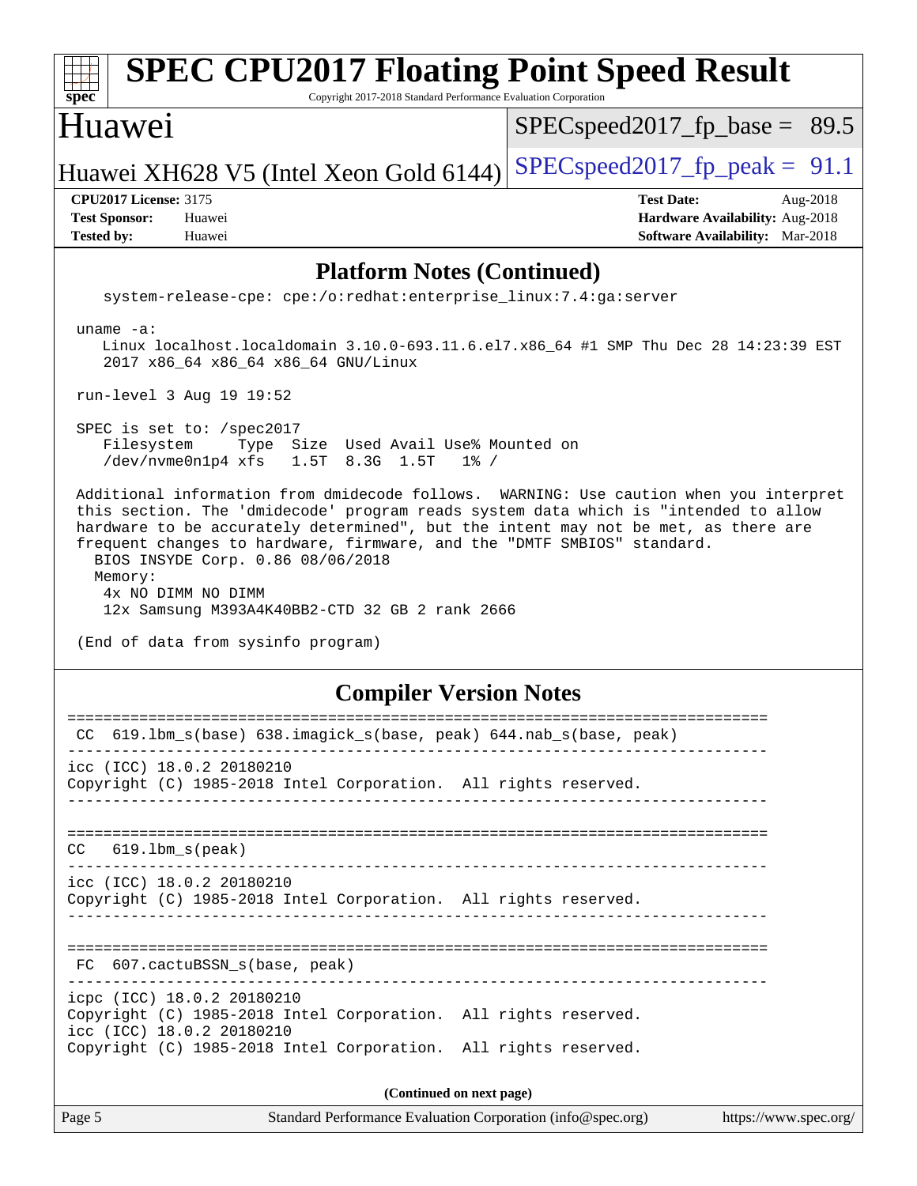## Platform Notes (Continued)

```
   system-release-cpe: cpe:/o:redhat:enterprise_linux:7.4:ga:server

uname -a:
   Linux localhost.localdomain 3.10.0-693.11.6.el7.x86_64 #1 SMP Thu Dec 28 14:23:39 EST
   2017 x86_64 x86_64 x86_64 GNU/Linux

run-level 3 Aug 19 19:52

SPEC is set to: /spec2017
   Filesystem     Type  Size  Used Avail Use% Mounted on
   /dev/nvme0n1p4 xfs   1.5T  8.3G  1.5T   1% /

Additional information from dmidecode follows.  WARNING: Use caution when you interpret
this section. The 'dmidecode' program reads system data which is "intended to allow
hardware to be accurately determined", but the intent may not be met, as there are
frequent changes to hardware, firmware, and the "DMTF SMBIOS" standard.
  BIOS INSYDE Corp. 0.86 08/06/2018
  Memory:
   4x NO DIMM NO DIMM
   12x Samsung M393A4K40BB2-CTD 32 GB 2 rank 2666

(End of data from sysinfo program)
```

## Compiler Version Notes

```
==============================================================================
 CC  619.lbm_s(base) 638.imagick_s(base, peak) 644.nab_s(base, peak)
------------------------------------------------------------------------------
icc (ICC) 18.0.2 20180210
Copyright (C) 1985-2018 Intel Corporation.  All rights reserved.
------------------------------------------------------------------------------

==============================================================================
CC   619.lbm_s(peak)
------------------------------------------------------------------------------
icc (ICC) 18.0.2 20180210
Copyright (C) 1985-2018 Intel Corporation.  All rights reserved.
------------------------------------------------------------------------------

==============================================================================
 FC  607.cactuBSSN_s(base, peak)
------------------------------------------------------------------------------
icpc (ICC) 18.0.2 20180210
Copyright (C) 1985-2018 Intel Corporation.  All rights reserved.
icc (ICC) 18.0.2 20180210
Copyright (C) 1985-2018 Intel Corporation.  All rights reserved.
```

(Continued on next page)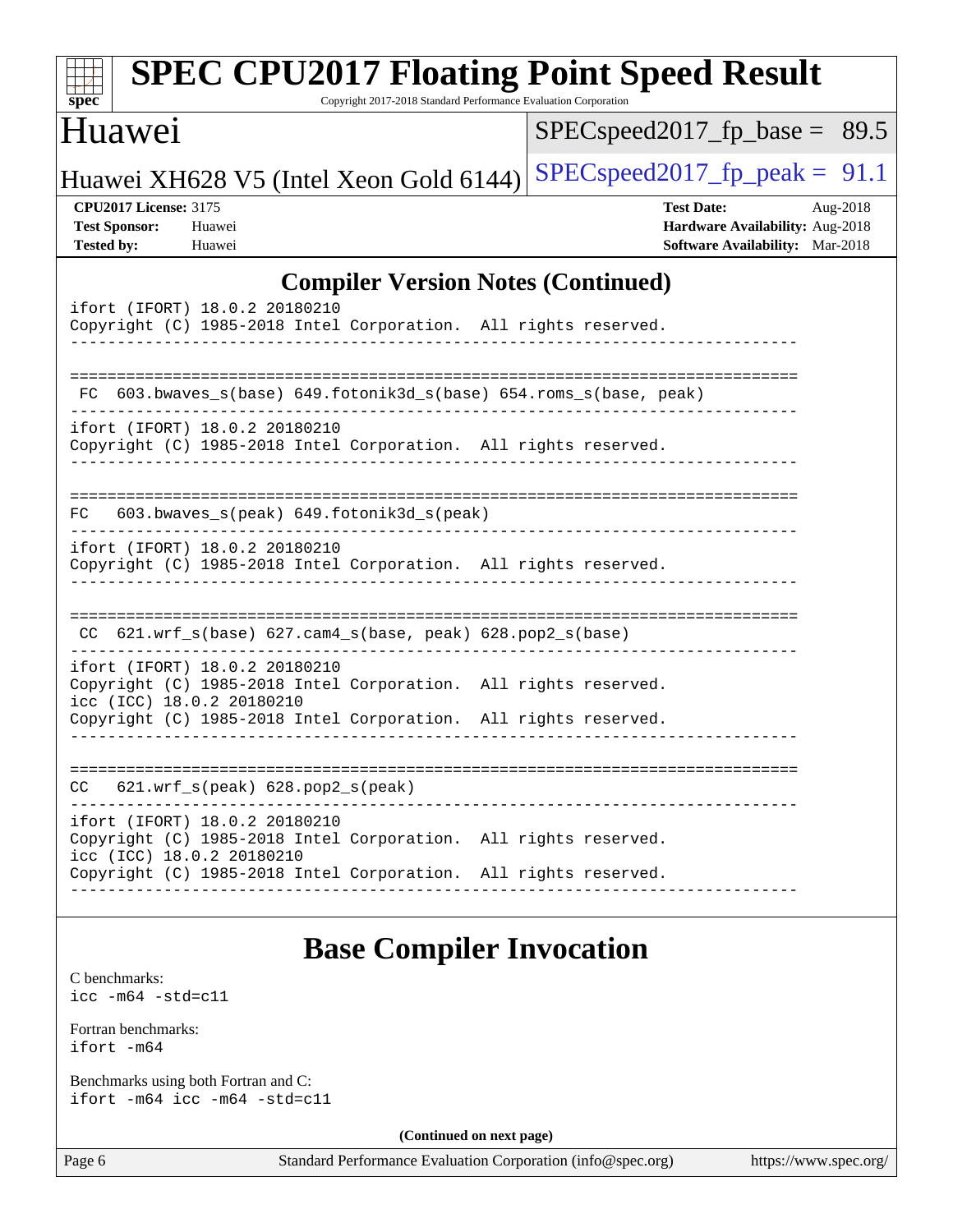## Compiler Version Notes (Continued)

```
ifort (IFORT) 18.0.2 20180210
Copyright (C) 1985-2018 Intel Corporation.  All rights reserved.
------------------------------------------------------------------------------

==============================================================================
 FC  603.bwaves_s(base) 649.fotonik3d_s(base) 654.roms_s(base, peak)
------------------------------------------------------------------------------
ifort (IFORT) 18.0.2 20180210
Copyright (C) 1985-2018 Intel Corporation.  All rights reserved.
------------------------------------------------------------------------------

==============================================================================
FC   603.bwaves_s(peak) 649.fotonik3d_s(peak)
------------------------------------------------------------------------------
ifort (IFORT) 18.0.2 20180210
Copyright (C) 1985-2018 Intel Corporation.  All rights reserved.
------------------------------------------------------------------------------

==============================================================================
 CC  621.wrf_s(base) 627.cam4_s(base, peak) 628.pop2_s(base)
------------------------------------------------------------------------------
ifort (IFORT) 18.0.2 20180210
Copyright (C) 1985-2018 Intel Corporation.  All rights reserved.
icc (ICC) 18.0.2 20180210
Copyright (C) 1985-2018 Intel Corporation.  All rights reserved.
------------------------------------------------------------------------------

==============================================================================
CC   621.wrf_s(peak) 628.pop2_s(peak)
------------------------------------------------------------------------------
ifort (IFORT) 18.0.2 20180210
Copyright (C) 1985-2018 Intel Corporation.  All rights reserved.
icc (ICC) 18.0.2 20180210
Copyright (C) 1985-2018 Intel Corporation.  All rights reserved.
------------------------------------------------------------------------------
```

## Base Compiler Invocation

C benchmarks:
`icc -m64 -std=c11`

Fortran benchmarks:
`ifort -m64`

Benchmarks using both Fortran and C:
`ifort -m64 icc -m64 -std=c11`

**(Continued on next page)**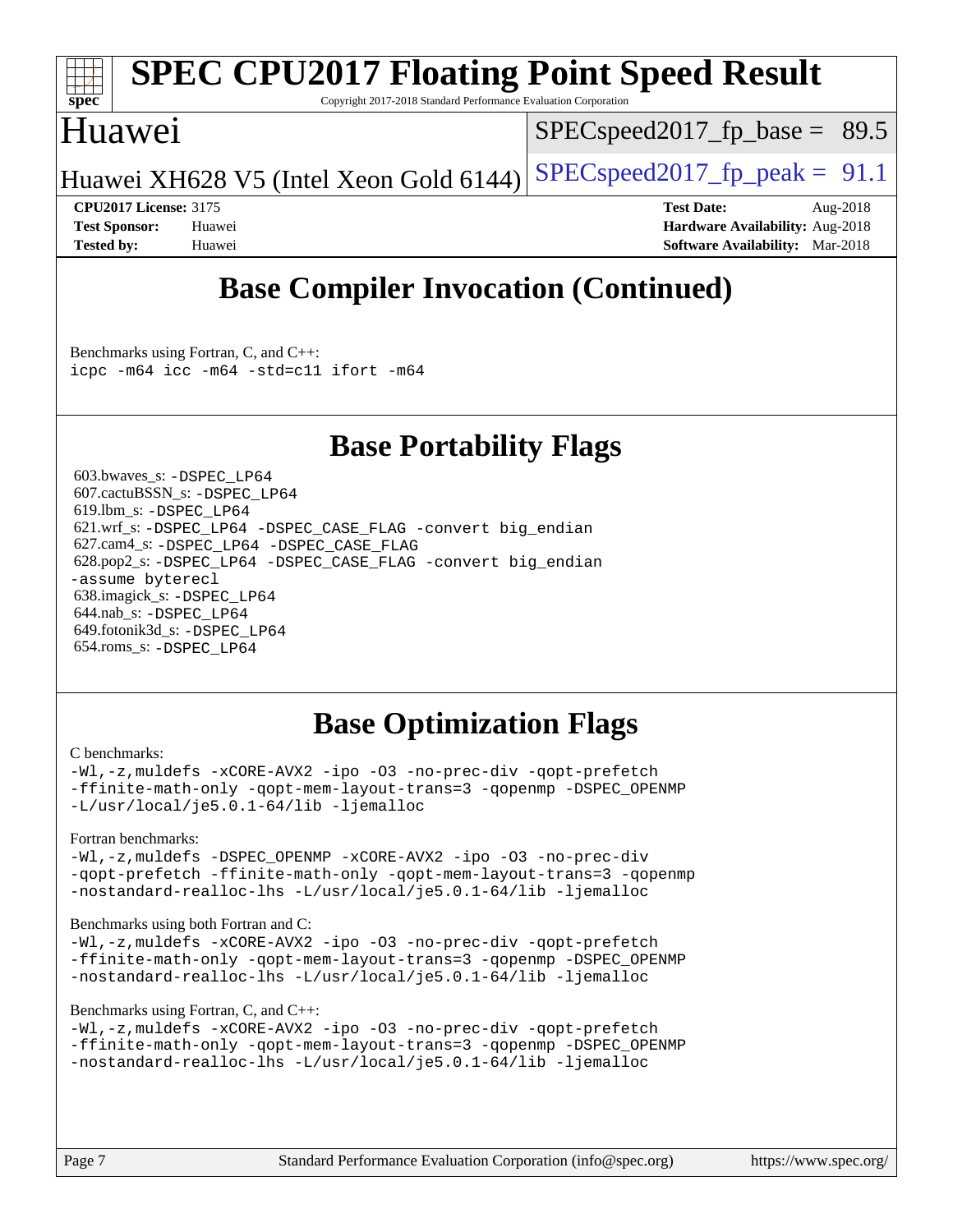# SPEC CPU2017 Floating Point Speed Result

Copyright 2017-2018 Standard Performance Evaluation Corporation

## Huawei

Huawei XH628 V5 (Intel Xeon Gold 6144)

SPECspeed2017_fp_base = 89.5

SPECspeed2017_fp_peak = 91.1

**CPU2017 License:** 3175
**Test Sponsor:** Huawei
**Tested by:** Huawei

**Test Date:** Aug-2018
**Hardware Availability:** Aug-2018
**Software Availability:** Mar-2018

## Base Compiler Invocation (Continued)

Benchmarks using Fortran, C, and C++:

```
icpc -m64 icc -m64 -std=c11 ifort -m64
```

## Base Portability Flags

603.bwaves_s: `-DSPEC_LP64`
607.cactuBSSN_s: `-DSPEC_LP64`
619.lbm_s: `-DSPEC_LP64`
621.wrf_s: `-DSPEC_LP64 -DSPEC_CASE_FLAG -convert big_endian`
627.cam4_s: `-DSPEC_LP64 -DSPEC_CASE_FLAG`
628.pop2_s: `-DSPEC_LP64 -DSPEC_CASE_FLAG -convert big_endian -assume byterecl`
638.imagick_s: `-DSPEC_LP64`
644.nab_s: `-DSPEC_LP64`
649.fotonik3d_s: `-DSPEC_LP64`
654.roms_s: `-DSPEC_LP64`

## Base Optimization Flags

C benchmarks:

```
-Wl,-z,muldefs -xCORE-AVX2 -ipo -O3 -no-prec-div -qopt-prefetch
-ffinite-math-only -qopt-mem-layout-trans=3 -qopenmp -DSPEC_OPENMP
-L/usr/local/je5.0.1-64/lib -ljemalloc
```

Fortran benchmarks:

```
-Wl,-z,muldefs -DSPEC_OPENMP -xCORE-AVX2 -ipo -O3 -no-prec-div
-qopt-prefetch -ffinite-math-only -qopt-mem-layout-trans=3 -qopenmp
-nostandard-realloc-lhs -L/usr/local/je5.0.1-64/lib -ljemalloc
```

Benchmarks using both Fortran and C:

```
-Wl,-z,muldefs -xCORE-AVX2 -ipo -O3 -no-prec-div -qopt-prefetch
-ffinite-math-only -qopt-mem-layout-trans=3 -qopenmp -DSPEC_OPENMP
-nostandard-realloc-lhs -L/usr/local/je5.0.1-64/lib -ljemalloc
```

Benchmarks using Fortran, C, and C++:

```
-Wl,-z,muldefs -xCORE-AVX2 -ipo -O3 -no-prec-div -qopt-prefetch
-ffinite-math-only -qopt-mem-layout-trans=3 -qopenmp -DSPEC_OPENMP
-nostandard-realloc-lhs -L/usr/local/je5.0.1-64/lib -ljemalloc
```

Standard Performance Evaluation Corporation (info@spec.org) https://www.spec.org/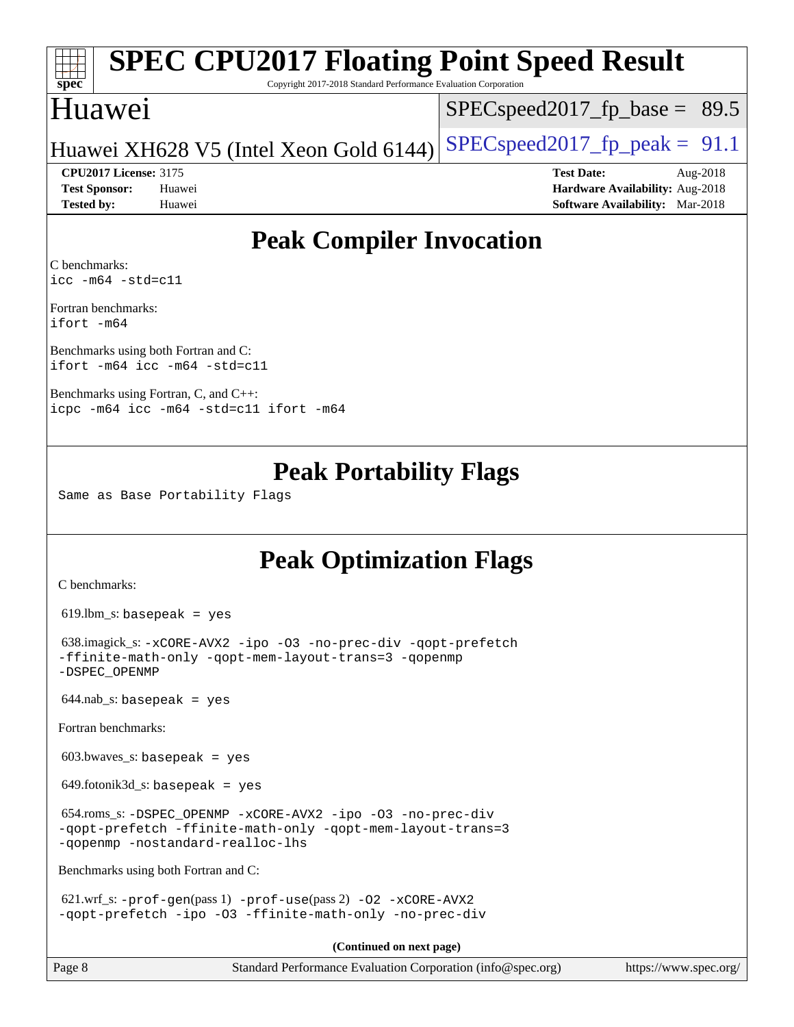## Peak Compiler Invocation

C benchmarks:
`icc -m64 -std=c11`

Fortran benchmarks:
`ifort -m64`

Benchmarks using both Fortran and C:
`ifort -m64 icc -m64 -std=c11`

Benchmarks using Fortran, C, and C++:
`icpc -m64 icc -m64 -std=c11 ifort -m64`

## Peak Portability Flags

Same as Base Portability Flags

## Peak Optimization Flags

C benchmarks:

619.lbm_s: `basepeak = yes`

638.imagick_s: `-xCORE-AVX2 -ipo -O3 -no-prec-div -qopt-prefetch -ffinite-math-only -qopt-mem-layout-trans=3 -qopenmp -DSPEC_OPENMP`

644.nab_s: `basepeak = yes`

Fortran benchmarks:

603.bwaves_s: `basepeak = yes`

649.fotonik3d_s: `basepeak = yes`

654.roms_s: `-DSPEC_OPENMP -xCORE-AVX2 -ipo -O3 -no-prec-div -qopt-prefetch -ffinite-math-only -qopt-mem-layout-trans=3 -qopenmp -nostandard-realloc-lhs`

Benchmarks using both Fortran and C:

621.wrf_s: `-prof-gen`(pass 1) `-prof-use`(pass 2) `-O2 -xCORE-AVX2 -qopt-prefetch -ipo -O3 -ffinite-math-only -no-prec-div`

**(Continued on next page)**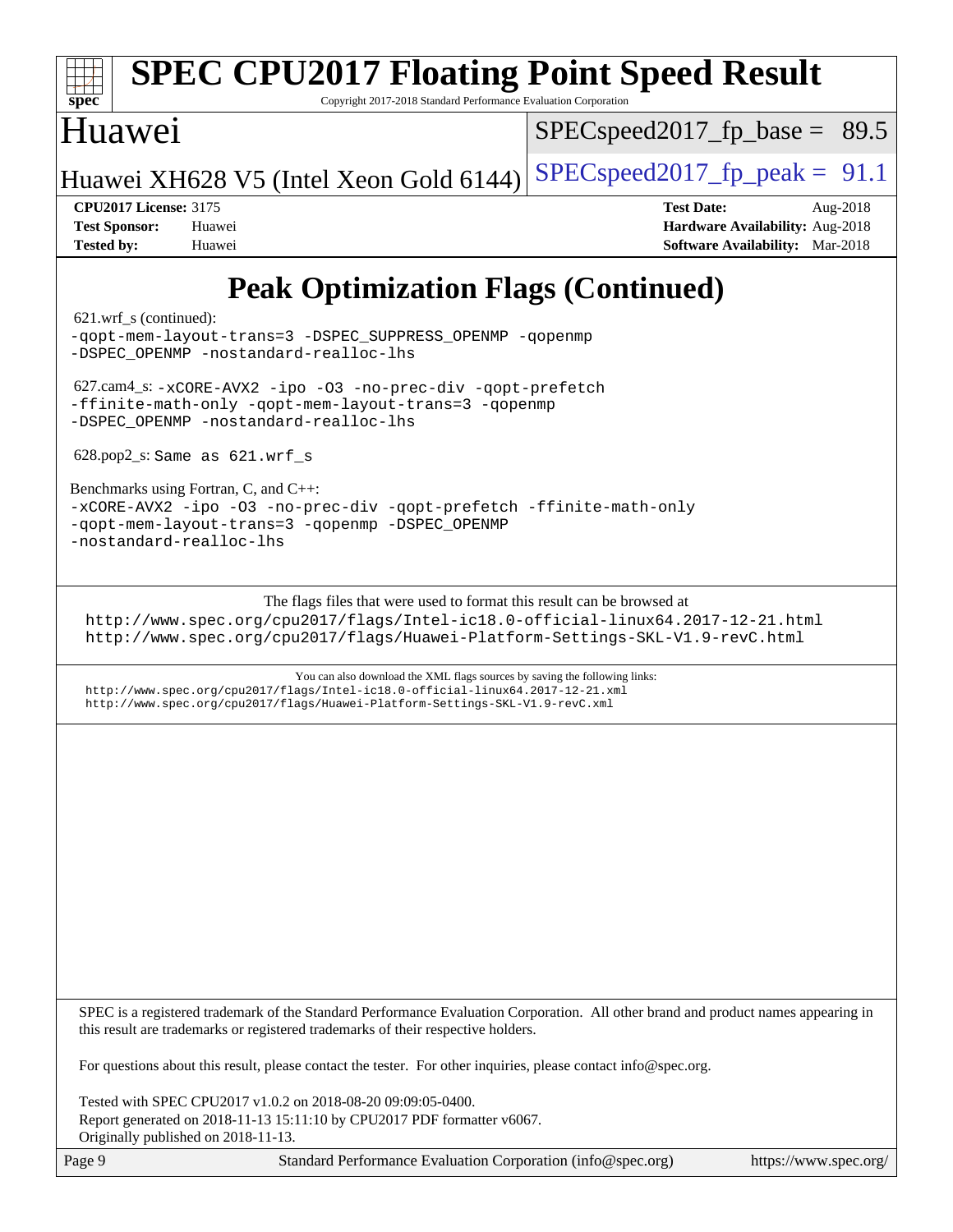# Peak Optimization Flags (Continued)

621.wrf_s (continued):
-qopt-mem-layout-trans=3 -DSPEC_SUPPRESS_OPENMP -qopenmp
-DSPEC_OPENMP -nostandard-realloc-lhs

627.cam4_s: -xCORE-AVX2 -ipo -O3 -no-prec-div -qopt-prefetch
-ffinite-math-only -qopt-mem-layout-trans=3 -qopenmp
-DSPEC_OPENMP -nostandard-realloc-lhs

628.pop2_s: Same as 621.wrf_s

Benchmarks using Fortran, C, and C++:
-xCORE-AVX2 -ipo -O3 -no-prec-div -qopt-prefetch -ffinite-math-only
-qopt-mem-layout-trans=3 -qopenmp -DSPEC_OPENMP
-nostandard-realloc-lhs

The flags files that were used to format this result can be browsed at
http://www.spec.org/cpu2017/flags/Intel-ic18.0-official-linux64.2017-12-21.html
http://www.spec.org/cpu2017/flags/Huawei-Platform-Settings-SKL-V1.9-revC.html

You can also download the XML flags sources by saving the following links:
http://www.spec.org/cpu2017/flags/Intel-ic18.0-official-linux64.2017-12-21.xml
http://www.spec.org/cpu2017/flags/Huawei-Platform-Settings-SKL-V1.9-revC.xml

SPEC is a registered trademark of the Standard Performance Evaluation Corporation. All other brand and product names appearing in this result are trademarks or registered trademarks of their respective holders.

For questions about this result, please contact the tester. For other inquiries, please contact info@spec.org.

Tested with SPEC CPU2017 v1.0.2 on 2018-08-20 09:09:05-0400.
Report generated on 2018-11-13 15:11:10 by CPU2017 PDF formatter v6067.
Originally published on 2018-11-13.